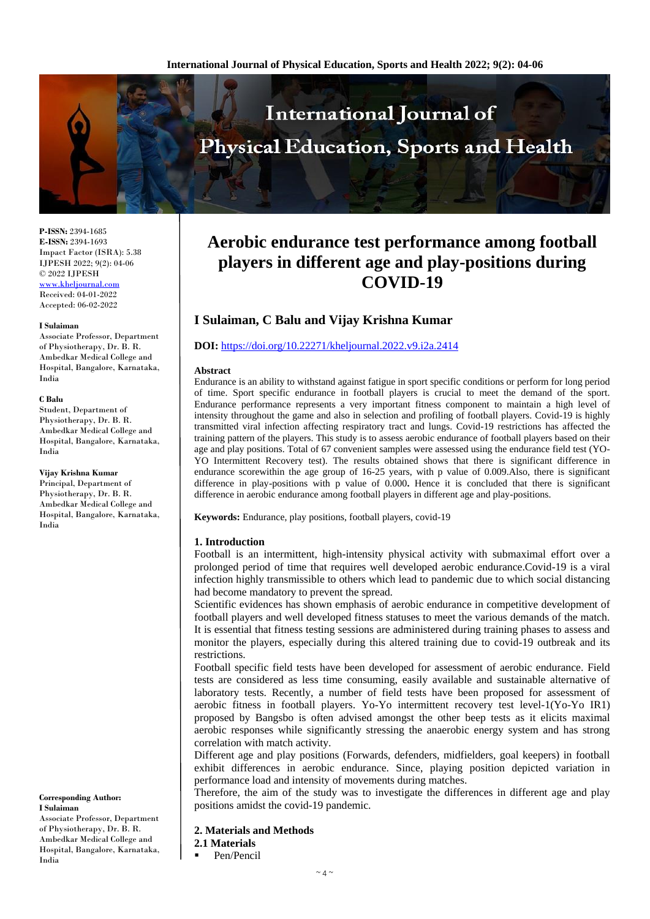**P-ISSN:** 2394-1685
**E-ISSN:** 2394-1693
Impact Factor (ISRA): 5.38
IJPESH 2022; 9(2): 04-06
© 2022 IJPESH
www.kheljournal.com
Received: 04-01-2022
Accepted: 06-02-2022

**I Sulaiman**
Associate Professor, Department of Physiotherapy, Dr. B. R. Ambedkar Medical College and Hospital, Bangalore, Karnataka, India

**C Balu**
Student, Department of Physiotherapy, Dr. B. R. Ambedkar Medical College and Hospital, Bangalore, Karnataka, India

**Vijay Krishna Kumar**
Principal, Department of Physiotherapy, Dr. B. R. Ambedkar Medical College and Hospital, Bangalore, Karnataka, India

**Corresponding Author:**
**I Sulaiman**
Associate Professor, Department of Physiotherapy, Dr. B. R. Ambedkar Medical College and Hospital, Bangalore, Karnataka, India

# Aerobic endurance test performance among football players in different age and play-positions during COVID-19

## I Sulaiman, C Balu and Vijay Krishna Kumar

**DOI:** https://doi.org/10.22271/kheljournal.2022.v9.i2a.2414

**Abstract**

Endurance is an ability to withstand against fatigue in sport specific conditions or perform for long period of time. Sport specific endurance in football players is crucial to meet the demand of the sport. Endurance performance represents a very important fitness component to maintain a high level of intensity throughout the game and also in selection and profiling of football players. Covid-19 is highly transmitted viral infection affecting respiratory tract and lungs. Covid-19 restrictions has affected the training pattern of the players. This study is to assess aerobic endurance of football players based on their age and play positions. Total of 67 convenient samples were assessed using the endurance field test (YO-YO Intermittent Recovery test). The results obtained shows that there is significant difference in endurance scorewithin the age group of 16-25 years, with p value of 0.009.Also, there is significant difference in play-positions with p value of 0.000**.** Hence it is concluded that there is significant difference in aerobic endurance among football players in different age and play-positions.

**Keywords:** Endurance, play positions, football players, covid-19

### 1. Introduction

Football is an intermittent, high-intensity physical activity with submaximal effort over a prolonged period of time that requires well developed aerobic endurance.Covid-19 is a viral infection highly transmissible to others which lead to pandemic due to which social distancing had become mandatory to prevent the spread.

Scientific evidences has shown emphasis of aerobic endurance in competitive development of football players and well developed fitness statuses to meet the various demands of the match. It is essential that fitness testing sessions are administered during training phases to assess and monitor the players, especially during this altered training due to covid-19 outbreak and its restrictions.

Football specific field tests have been developed for assessment of aerobic endurance. Field tests are considered as less time consuming, easily available and sustainable alternative of laboratory tests. Recently, a number of field tests have been proposed for assessment of aerobic fitness in football players. Yo-Yo intermittent recovery test level-1(Yo-Yo IR1) proposed by Bangsbo is often advised amongst the other beep tests as it elicits maximal aerobic responses while significantly stressing the anaerobic energy system and has strong correlation with match activity.

Different age and play positions (Forwards, defenders, midfielders, goal keepers) in football exhibit differences in aerobic endurance. Since, playing position depicted variation in performance load and intensity of movements during matches.

Therefore, the aim of the study was to investigate the differences in different age and play positions amidst the covid-19 pandemic.

### 2. Materials and Methods

#### 2.1 Materials

- Pen/Pencil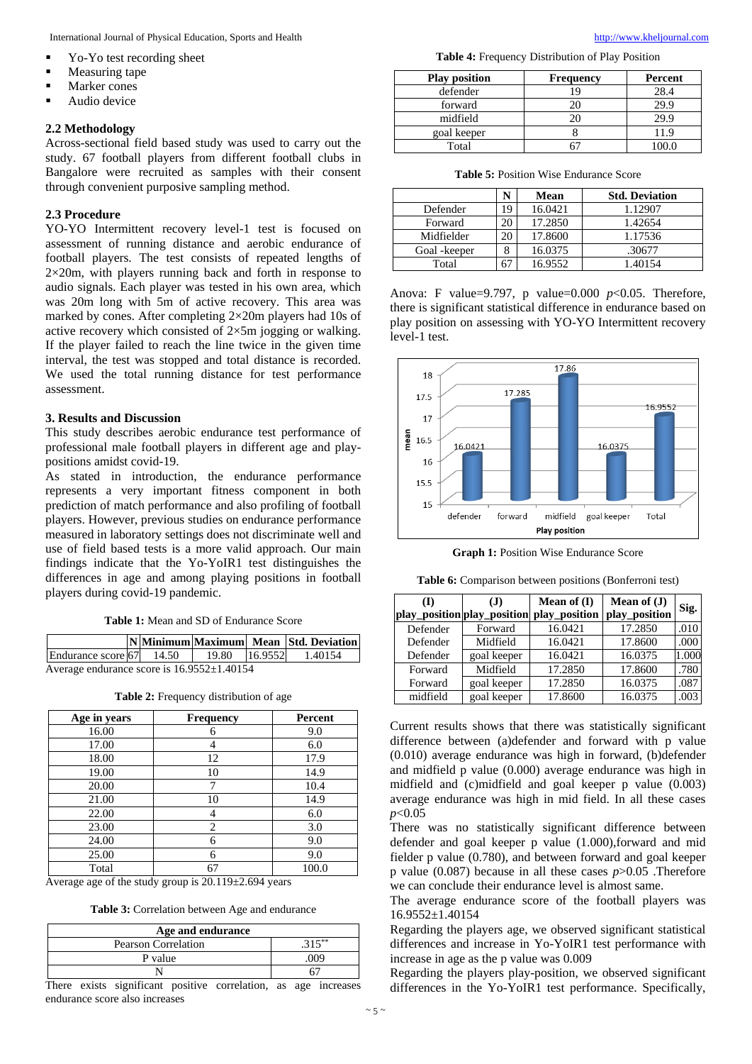- Yo-Yo test recording sheet
- Measuring tape
- Marker cones
- Audio device

### 2.2 Methodology

Across-sectional field based study was used to carry out the study. 67 football players from different football clubs in Bangalore were recruited as samples with their consent through convenient purposive sampling method.

### 2.3 Procedure

YO-YO Intermittent recovery level-1 test is focused on assessment of running distance and aerobic endurance of football players. The test consists of repeated lengths of 2×20m, with players running back and forth in response to audio signals. Each player was tested in his own area, which was 20m long with 5m of active recovery. This area was marked by cones. After completing 2×20m players had 10s of active recovery which consisted of 2×5m jogging or walking. If the player failed to reach the line twice in the given time interval, the test was stopped and total distance is recorded. We used the total running distance for test performance assessment.

## 3. Results and Discussion

This study describes aerobic endurance test performance of professional male football players in different age and play-positions amidst covid-19.

As stated in introduction, the endurance performance represents a very important fitness component in both prediction of match performance and also profiling of football players. However, previous studies on endurance performance measured in laboratory settings does not discriminate well and use of field based tests is a more valid approach. Our main findings indicate that the Yo-YoIR1 test distinguishes the differences in age and among playing positions in football players during covid-19 pandemic.

**Table 1:** Mean and SD of Endurance Score

| | N | Minimum | Maximum | Mean | Std. Deviation |
|---|---|---|---|---|---|
| Endurance score | 67 | 14.50 | 19.80 | 16.9552 | 1.40154 |

Average endurance score is 16.9552±1.40154

**Table 2:** Frequency distribution of age

| Age in years | Frequency | Percent |
|---|---|---|
| 16.00 | 6 | 9.0 |
| 17.00 | 4 | 6.0 |
| 18.00 | 12 | 17.9 |
| 19.00 | 10 | 14.9 |
| 20.00 | 7 | 10.4 |
| 21.00 | 10 | 14.9 |
| 22.00 | 4 | 6.0 |
| 23.00 | 2 | 3.0 |
| 24.00 | 6 | 9.0 |
| 25.00 | 6 | 9.0 |
| Total | 67 | 100.0 |

Average age of the study group is 20.119±2.694 years

**Table 3:** Correlation between Age and endurance

| Age and endurance | |
|---|---|
| Pearson Correlation | .315** |
| P value | .009 |
| N | 67 |

There exists significant positive correlation, as age increases endurance score also increases

**Table 4:** Frequency Distribution of Play Position

| Play position | Frequency | Percent |
|---|---|---|
| defender | 19 | 28.4 |
| forward | 20 | 29.9 |
| midfield | 20 | 29.9 |
| goal keeper | 8 | 11.9 |
| Total | 67 | 100.0 |

**Table 5:** Position Wise Endurance Score

| | N | Mean | Std. Deviation |
|---|---|---|---|
| Defender | 19 | 16.0421 | 1.12907 |
| Forward | 20 | 17.2850 | 1.42654 |
| Midfielder | 20 | 17.8600 | 1.17536 |
| Goal -keeper | 8 | 16.0375 | .30677 |
| Total | 67 | 16.9552 | 1.40154 |

Anova: F value=9.797, p value=0.000 $p<0.05$. Therefore, there is significant statistical difference in endurance based on play position on assessing with YO-YO Intermittent recovery level-1 test.

**Graph 1:** Position Wise Endurance Score

**Table 6:** Comparison between positions (Bonferroni test)

| (I) play_position | (J) play_position | Mean of (I) play_position | Mean of (J) play_position | Sig. |
|---|---|---|---|---|
| Defender | Forward | 16.0421 | 17.2850 | .010 |
| Defender | Midfield | 16.0421 | 17.8600 | .000 |
| Defender | goal keeper | 16.0421 | 16.0375 | 1.000 |
| Forward | Midfield | 17.2850 | 17.8600 | .780 |
| Forward | goal keeper | 17.2850 | 16.0375 | .087 |
| midfield | goal keeper | 17.8600 | 16.0375 | .003 |

Current results shows that there was statistically significant difference between (a)defender and forward with p value (0.010) average endurance was high in forward, (b)defender and midfield p value (0.000) average endurance was high in midfield and (c)midfield and goal keeper p value (0.003) average endurance was high in mid field. In all these cases $p<0.05$

There was no statistically significant difference between defender and goal keeper p value (1.000),forward and mid fielder p value (0.780), and between forward and goal keeper p value (0.087) because in all these cases $p>0.05$ .Therefore we can conclude their endurance level is almost same.

The average endurance score of the football players was 16.9552±1.40154

Regarding the players age, we observed significant statistical differences and increase in Yo-YoIR1 test performance with increase in age as the p value was 0.009

Regarding the players play-position, we observed significant differences in the Yo-YoIR1 test performance. Specifically,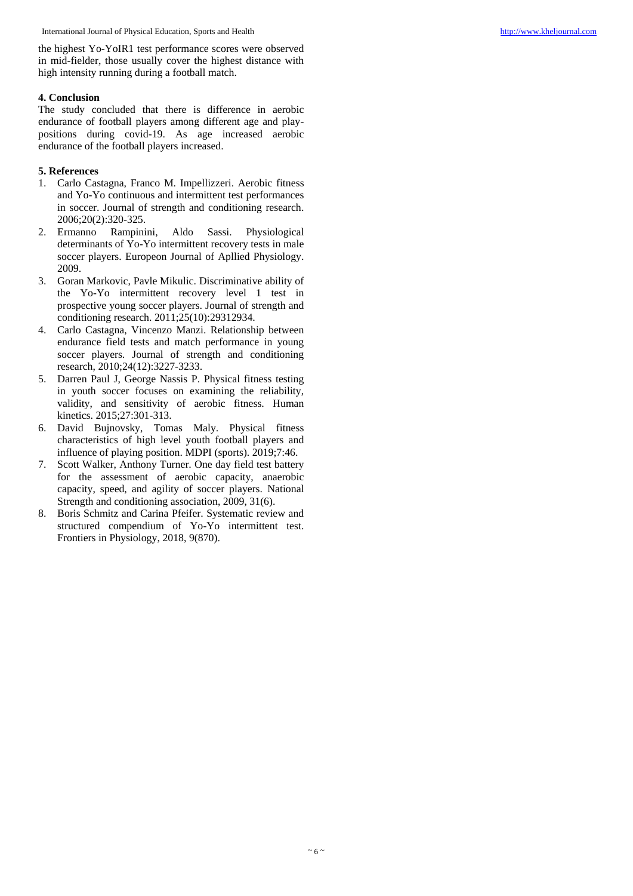the highest Yo-YoIR1 test performance scores were observed in mid-fielder, those usually cover the highest distance with high intensity running during a football match.

## 4. Conclusion

The study concluded that there is difference in aerobic endurance of football players among different age and play-positions during covid-19. As age increased aerobic endurance of the football players increased.

## 5. References

1. Carlo Castagna, Franco M. Impellizzeri. Aerobic fitness and Yo-Yo continuous and intermittent test performances in soccer. Journal of strength and conditioning research. 2006;20(2):320-325.
2. Ermanno Rampinini, Aldo Sassi. Physiological determinants of Yo-Yo intermittent recovery tests in male soccer players. Europeon Journal of Apllied Physiology. 2009.
3. Goran Markovic, Pavle Mikulic. Discriminative ability of the Yo-Yo intermittent recovery level 1 test in prospective young soccer players. Journal of strength and conditioning research. 2011;25(10):29312934.
4. Carlo Castagna, Vincenzo Manzi. Relationship between endurance field tests and match performance in young soccer players. Journal of strength and conditioning research, 2010;24(12):3227-3233.
5. Darren Paul J, George Nassis P. Physical fitness testing in youth soccer focuses on examining the reliability, validity, and sensitivity of aerobic fitness. Human kinetics. 2015;27:301-313.
6. David Bujnovsky, Tomas Maly. Physical fitness characteristics of high level youth football players and influence of playing position. MDPI (sports). 2019;7:46.
7. Scott Walker, Anthony Turner. One day field test battery for the assessment of aerobic capacity, anaerobic capacity, speed, and agility of soccer players. National Strength and conditioning association, 2009, 31(6).
8. Boris Schmitz and Carina Pfeifer. Systematic review and structured compendium of Yo-Yo intermittent test. Frontiers in Physiology, 2018, 9(870).